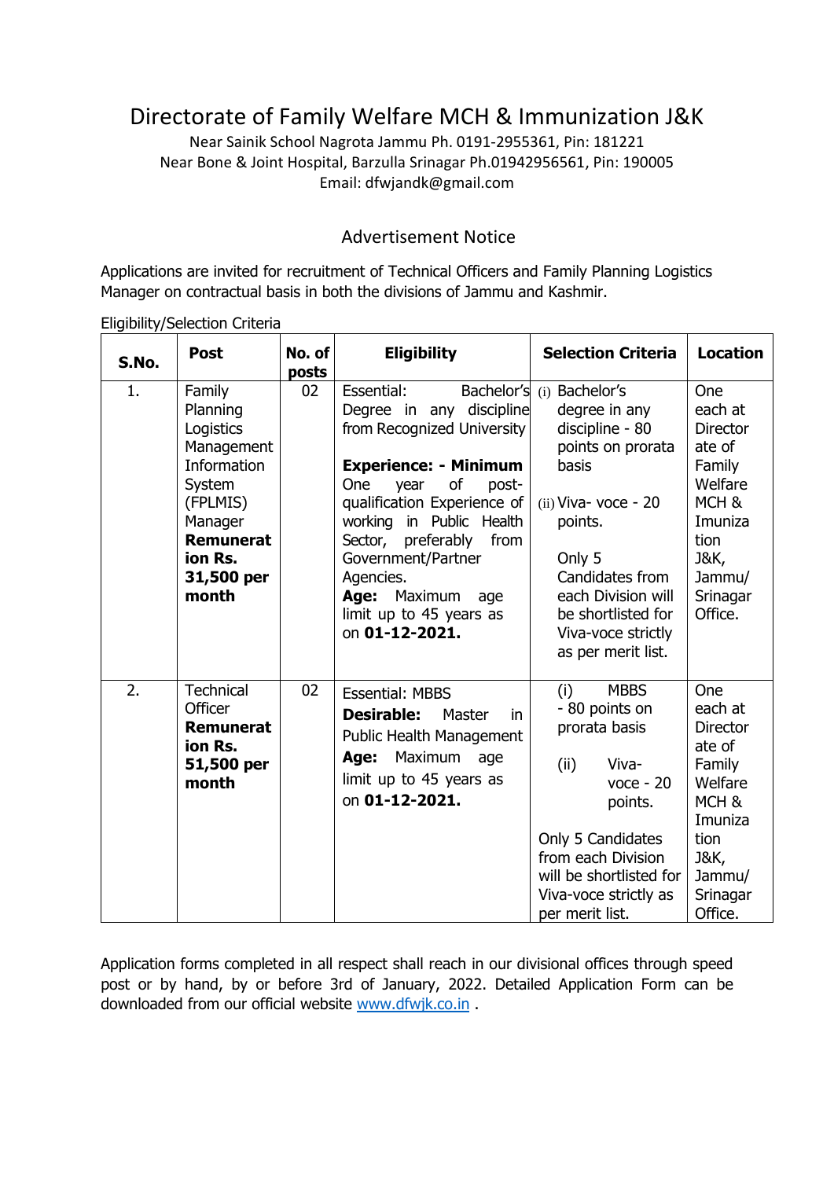# Directorate of Family Welfare MCH & Immunization J&K

Near Sainik School Nagrota Jammu Ph. 0191-2955361, Pin: 181221
Near Bone & Joint Hospital, Barzulla Srinagar Ph.01942956561, Pin: 190005
Email: dfwjandk@gmail.com

## Advertisement Notice

Applications are invited for recruitment of Technical Officers and Family Planning Logistics Manager on contractual basis in both the divisions of Jammu and Kashmir.

Eligibility/Selection Criteria

| S.No. | Post | No. of posts | Eligibility | Selection Criteria | Location |
|---|---|---|---|---|---|
| 1. | Family Planning Logistics Management Information System (FPLMIS) Manager **Remuneration Rs. 31,500 per month** | 02 | Essential: Bachelor's Degree in any discipline from Recognized University<br><br>**Experience: - Minimum** One year of post-qualification Experience of working in Public Health Sector, preferably from Government/Partner Agencies.<br>**Age:** Maximum age limit up to 45 years as on **01-12-2021.** | (i) Bachelor's degree in any discipline - 80 points on prorata basis<br><br>(ii) Viva- voce - 20 points.<br><br>Only 5 Candidates from each Division will be shortlisted for Viva-voce strictly as per merit list. | One each at Directorate of Family Welfare MCH & Imunization J&K, Jammu/ Srinagar Office. |
| 2. | Technical Officer **Remuneration Rs. 51,500 per month** | 02 | Essential: MBBS<br>**Desirable:** Master in Public Health Management<br>**Age:** Maximum age limit up to 45 years as on **01-12-2021.** | (i) MBBS - 80 points on prorata basis<br><br>(ii) Viva-voce - 20 points.<br><br>Only 5 Candidates from each Division will be shortlisted for Viva-voce strictly as per merit list. | One each at Directorate of Family Welfare MCH & Imunization J&K, Jammu/ Srinagar Office. |

Application forms completed in all respect shall reach in our divisional offices through speed post or by hand, by or before 3rd of January, 2022. Detailed Application Form can be downloaded from our official website www.dfwjk.co.in .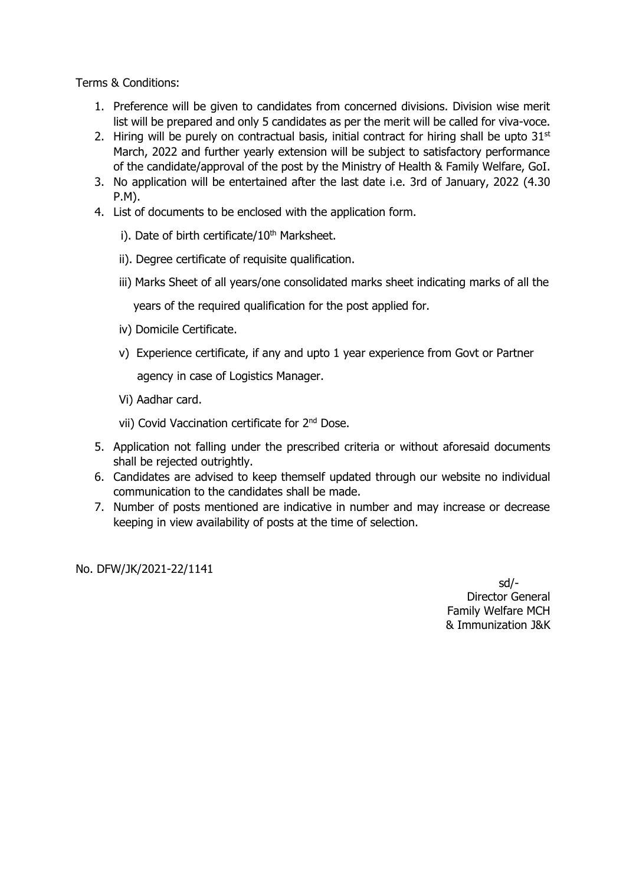Terms & Conditions:

1. Preference will be given to candidates from concerned divisions. Division wise merit list will be prepared and only 5 candidates as per the merit will be called for viva-voce.
2. Hiring will be purely on contractual basis, initial contract for hiring shall be upto 31st March, 2022 and further yearly extension will be subject to satisfactory performance of the candidate/approval of the post by the Ministry of Health & Family Welfare, GoI.
3. No application will be entertained after the last date i.e. 3rd of January, 2022 (4.30 P.M).
4. List of documents to be enclosed with the application form.
   - i). Date of birth certificate/10th Marksheet.
   - ii). Degree certificate of requisite qualification.
   - iii) Marks Sheet of all years/one consolidated marks sheet indicating marks of all the years of the required qualification for the post applied for.
   - iv) Domicile Certificate.
   - v) Experience certificate, if any and upto 1 year experience from Govt or Partner agency in case of Logistics Manager.
   - Vi) Aadhar card.
   - vii) Covid Vaccination certificate for 2nd Dose.
5. Application not falling under the prescribed criteria or without aforesaid documents shall be rejected outrightly.
6. Candidates are advised to keep themself updated through our website no individual communication to the candidates shall be made.
7. Number of posts mentioned are indicative in number and may increase or decrease keeping in view availability of posts at the time of selection.

No. DFW/JK/2021-22/1141

sd/-
Director General
Family Welfare MCH
& Immunization J&K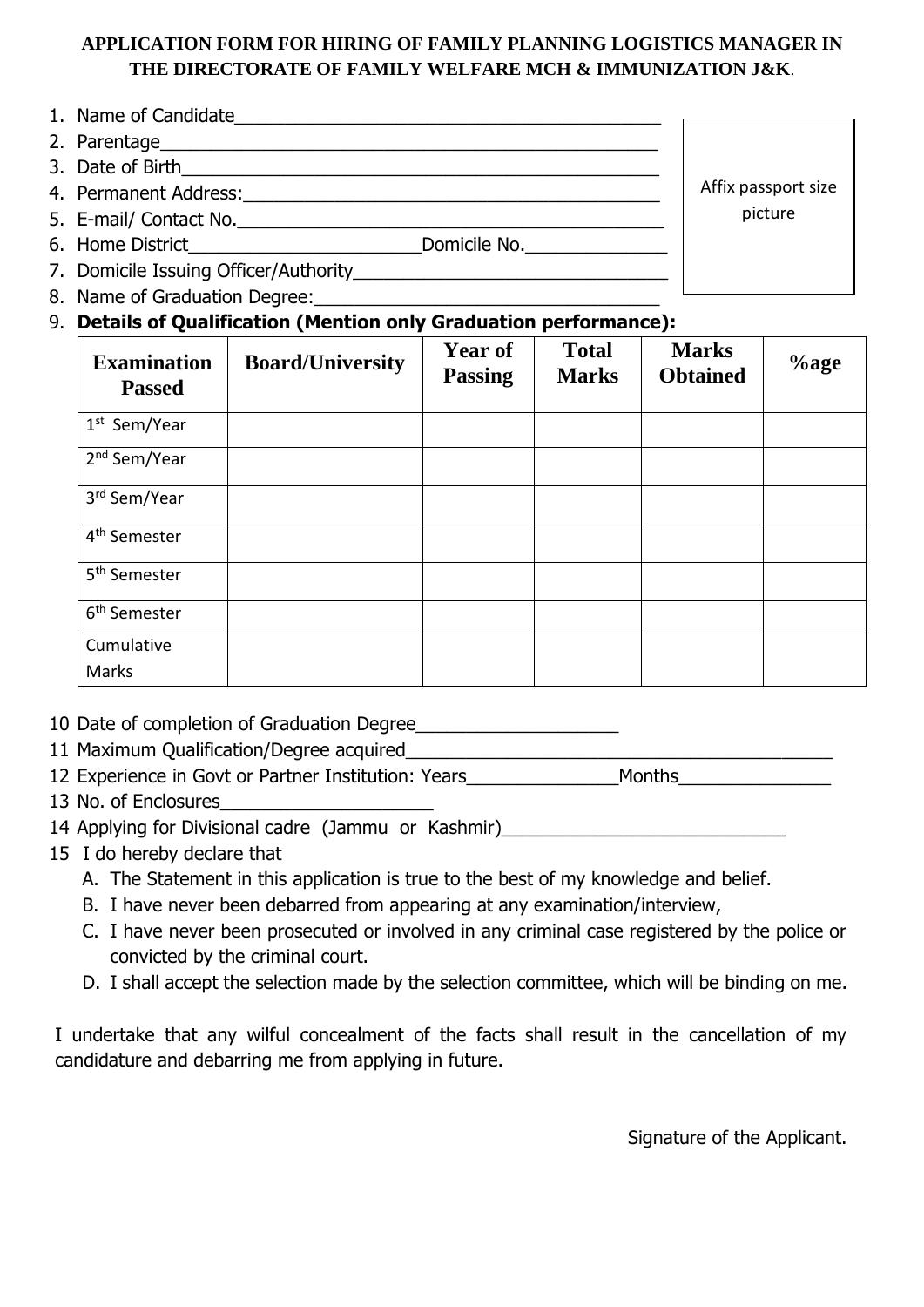**APPLICATION FORM FOR HIRING OF FAMILY PLANNING LOGISTICS MANAGER IN THE DIRECTORATE OF FAMILY WELFARE MCH & IMMUNIZATION J&K.**

1. Name of Candidate___________________________________________
2. Parentage______________________________________________
3. Date of Birth____________________________________________
4. Permanent Address:_______________________________________
5. E-mail/ Contact No._______________________________________
6. Home District______________________Domicile No.______________
7. Domicile Issuing Officer/Authority______________________________
8. Name of Graduation Degree:_________________________________
9. **Details of Qualification (Mention only Graduation performance):**

Affix passport size picture

| Examination Passed | Board/University | Year of Passing | Total Marks | Marks Obtained | %age |
|---|---|---|---|---|---|
| 1st Sem/Year | | | | | |
| 2nd Sem/Year | | | | | |
| 3rd Sem/Year | | | | | |
| 4th Semester | | | | | |
| 5th Semester | | | | | |
| 6th Semester | | | | | |
| Cumulative Marks | | | | | |

10 Date of completion of Graduation Degree___________________

11 Maximum Qualification/Degree acquired_________________________________________

12 Experience in Govt or Partner Institution: Years______________Months______________

13 No. of Enclosures_____________________

14 Applying for Divisional cadre (Jammu or Kashmir)___________________________

15 I do hereby declare that

A. The Statement in this application is true to the best of my knowledge and belief.
B. I have never been debarred from appearing at any examination/interview,
C. I have never been prosecuted or involved in any criminal case registered by the police or convicted by the criminal court.
D. I shall accept the selection made by the selection committee, which will be binding on me.

I undertake that any wilful concealment of the facts shall result in the cancellation of my candidature and debarring me from applying in future.

Signature of the Applicant.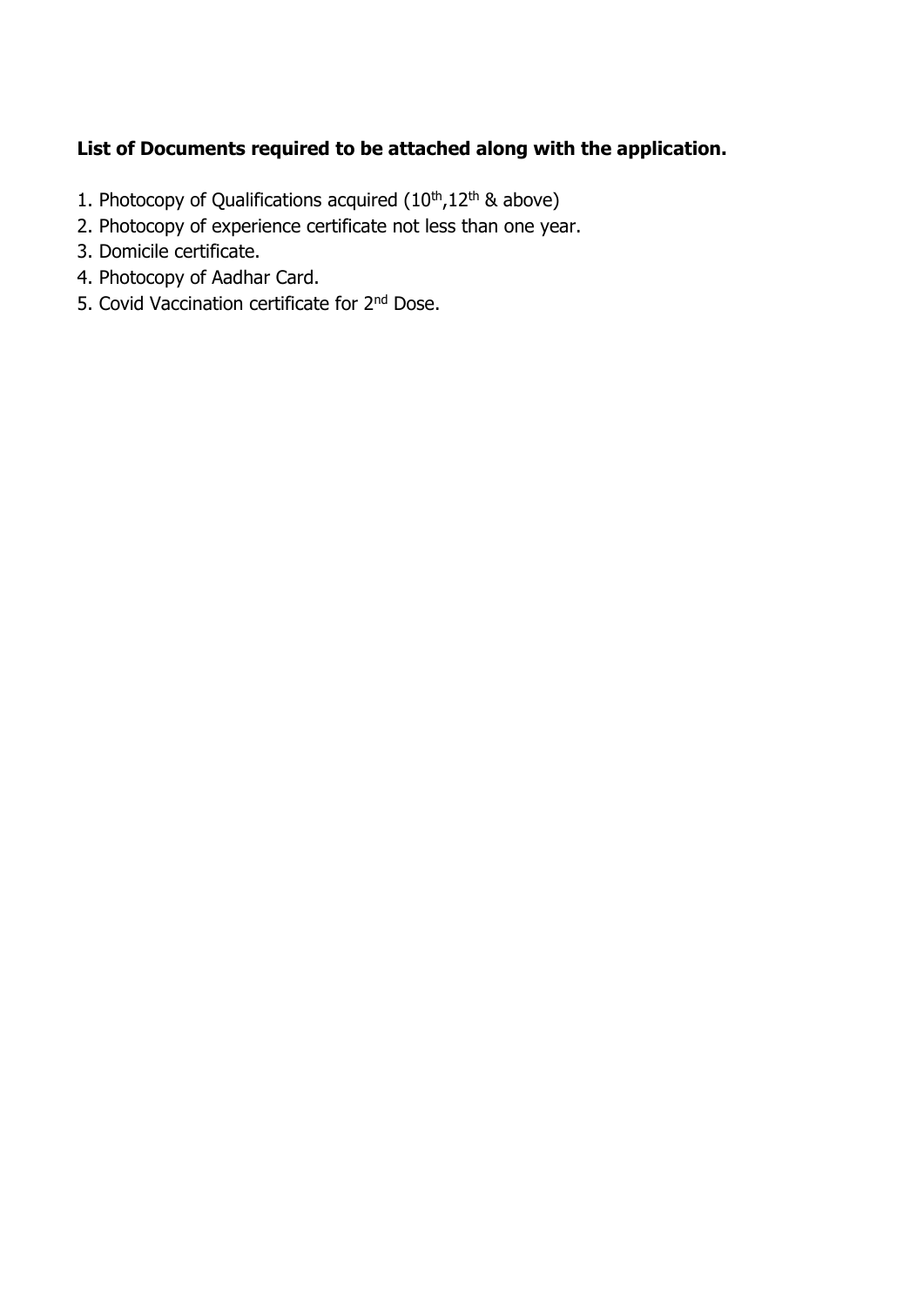**List of Documents required to be attached along with the application.**

1. Photocopy of Qualifications acquired (10th,12th & above)
2. Photocopy of experience certificate not less than one year.
3. Domicile certificate.
4. Photocopy of Aadhar Card.
5. Covid Vaccination certificate for 2nd Dose.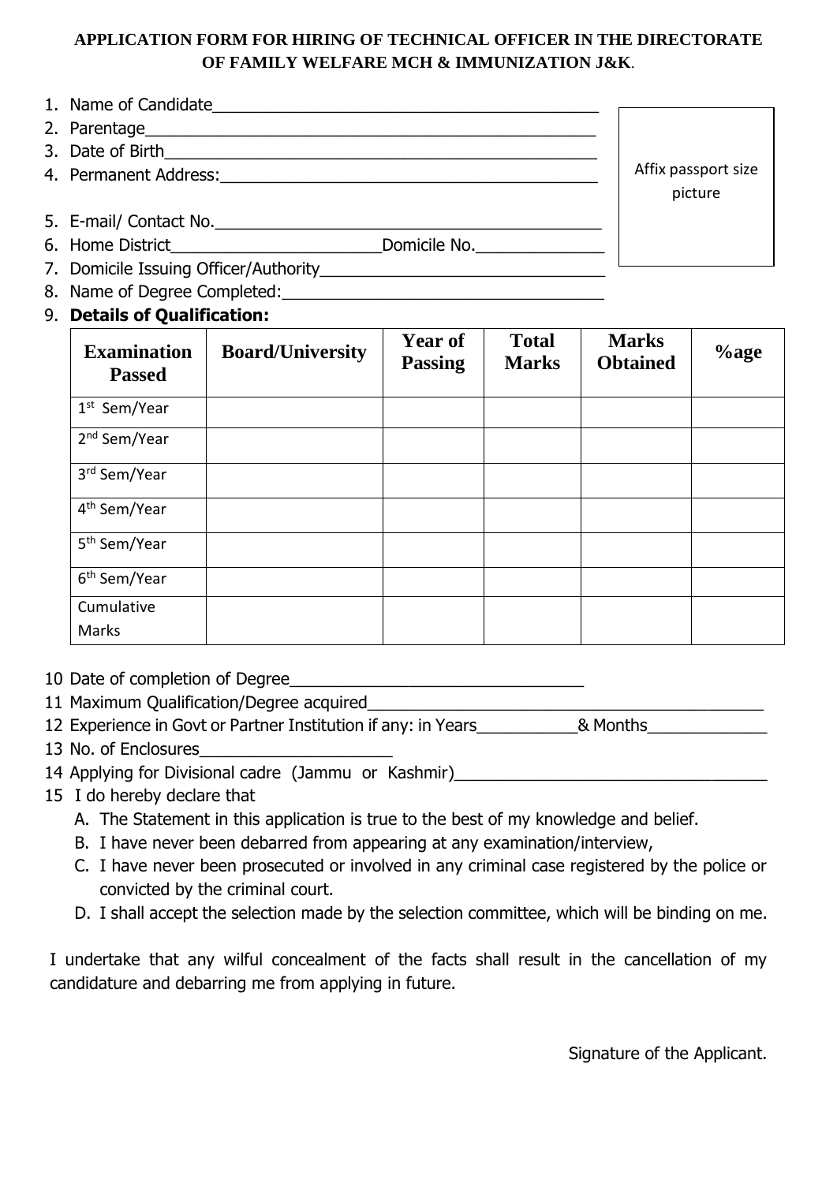**APPLICATION FORM FOR HIRING OF TECHNICAL OFFICER IN THE DIRECTORATE OF FAMILY WELFARE MCH & IMMUNIZATION J&K.**

1. Name of Candidate_____________________________________________
2. Parentage_____________________________________________
3. Date of Birth_____________________________________________
4. Permanent Address:_____________________________________________
5. E-mail/ Contact No._____________________________________________
6. Home District______________________Domicile No.______________
7. Domicile Issuing Officer/Authority_______________________________
8. Name of Degree Completed:_______________________________
9. **Details of Qualification:**

Affix passport size picture

| Examination Passed | Board/University | Year of Passing | Total Marks | Marks Obtained | %age |
|---|---|---|---|---|---|
| 1st Sem/Year | | | | | |
| 2nd Sem/Year | | | | | |
| 3rd Sem/Year | | | | | |
| 4th Sem/Year | | | | | |
| 5th Sem/Year | | | | | |
| 6th Sem/Year | | | | | |
| Cumulative Marks | | | | | |

10 Date of completion of Degree_______________________________

11 Maximum Qualification/Degree acquired_________________________________________

12 Experience in Govt or Partner Institution if any: in Years___________& Months_____________

13 No. of Enclosures_____________________

14 Applying for Divisional cadre (Jammu or Kashmir)__________________________________

15 I do hereby declare that

A. The Statement in this application is true to the best of my knowledge and belief.
B. I have never been debarred from appearing at any examination/interview,
C. I have never been prosecuted or involved in any criminal case registered by the police or convicted by the criminal court.
D. I shall accept the selection made by the selection committee, which will be binding on me.

I undertake that any wilful concealment of the facts shall result in the cancellation of my candidature and debarring me from applying in future.

Signature of the Applicant.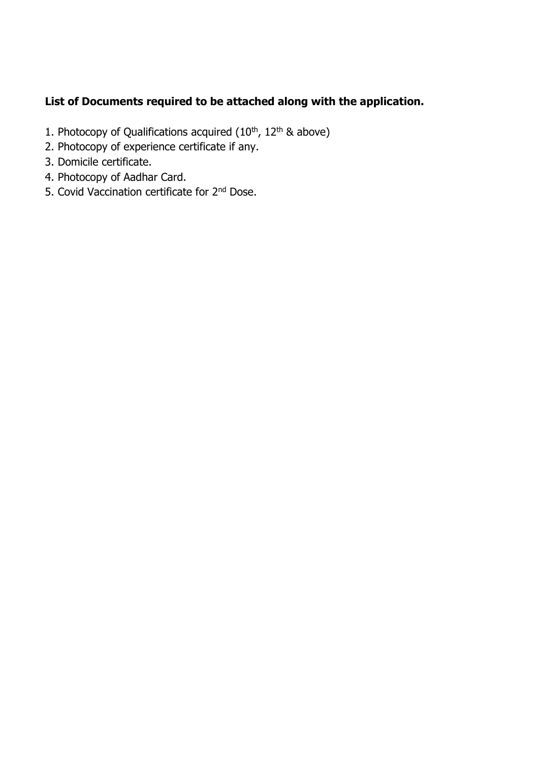**List of Documents required to be attached along with the application.**

1. Photocopy of Qualifications acquired ($10^{th}$, $12^{th}$ & above)
2. Photocopy of experience certificate if any.
3. Domicile certificate.
4. Photocopy of Aadhar Card.
5. Covid Vaccination certificate for $2^{nd}$ Dose.